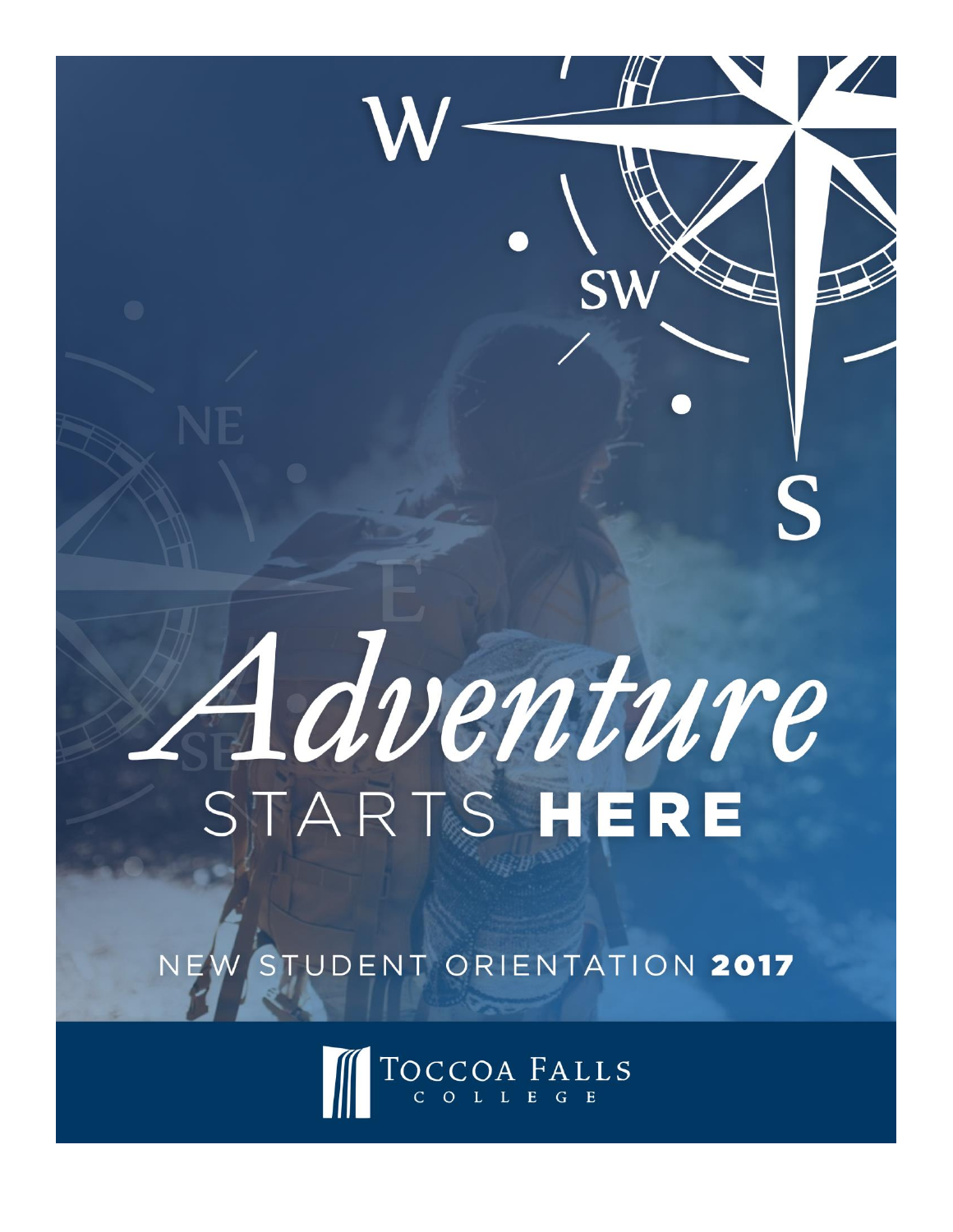# *Adventure* STARTS **HERE**

NEW STUDENT ORIENTATION **2017**

TOCCOA FALLS COLLEGE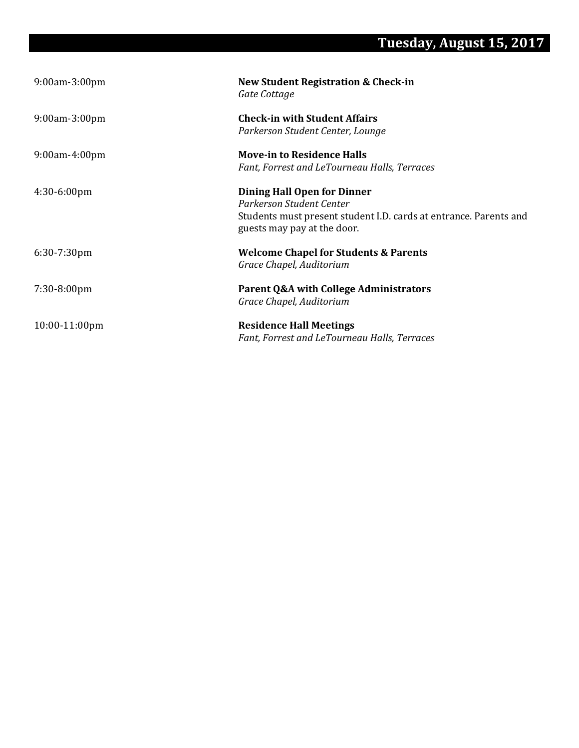## Tuesday, August 15, 2017

| | |
|---|---|
| 9:00am-3:00pm | **New Student Registration & Check-in**<br>*Gate Cottage* |
| 9:00am-3:00pm | **Check-in with Student Affairs**<br>*Parkerson Student Center, Lounge* |
| 9:00am-4:00pm | **Move-in to Residence Halls**<br>*Fant, Forrest and LeTourneau Halls, Terraces* |
| 4:30-6:00pm | **Dining Hall Open for Dinner**<br>*Parkerson Student Center*<br>Students must present student I.D. cards at entrance. Parents and guests may pay at the door. |
| 6:30-7:30pm | **Welcome Chapel for Students & Parents**<br>*Grace Chapel, Auditorium* |
| 7:30-8:00pm | **Parent Q&A with College Administrators**<br>*Grace Chapel, Auditorium* |
| 10:00-11:00pm | **Residence Hall Meetings**<br>*Fant, Forrest and LeTourneau Halls, Terraces* |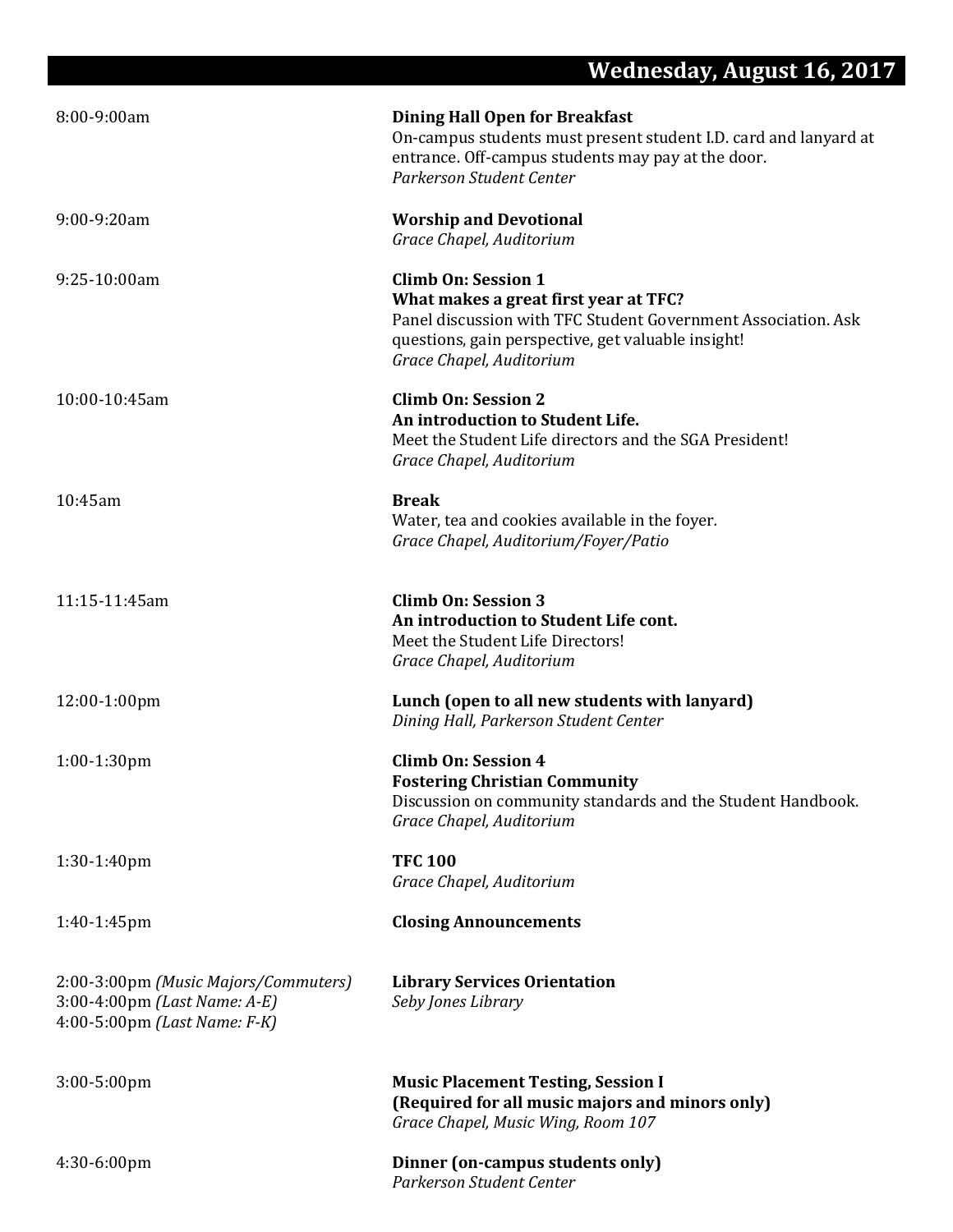## Wednesday, August 16, 2017

| Time | Event |
| --- | --- |
| 8:00-9:00am | **Dining Hall Open for Breakfast**<br>On-campus students must present student I.D. card and lanyard at entrance. Off-campus students may pay at the door.<br>*Parkerson Student Center* |
| 9:00-9:20am | **Worship and Devotional**<br>*Grace Chapel, Auditorium* |
| 9:25-10:00am | **Climb On: Session 1**<br>**What makes a great first year at TFC?**<br>Panel discussion with TFC Student Government Association. Ask questions, gain perspective, get valuable insight!<br>*Grace Chapel, Auditorium* |
| 10:00-10:45am | **Climb On: Session 2**<br>**An introduction to Student Life.**<br>Meet the Student Life directors and the SGA President!<br>*Grace Chapel, Auditorium* |
| 10:45am | **Break**<br>Water, tea and cookies available in the foyer.<br>*Grace Chapel, Auditorium/Foyer/Patio* |
| 11:15-11:45am | **Climb On: Session 3**<br>**An introduction to Student Life cont.**<br>Meet the Student Life Directors!<br>*Grace Chapel, Auditorium* |
| 12:00-1:00pm | **Lunch (open to all new students with lanyard)**<br>*Dining Hall, Parkerson Student Center* |
| 1:00-1:30pm | **Climb On: Session 4**<br>**Fostering Christian Community**<br>Discussion on community standards and the Student Handbook.<br>*Grace Chapel, Auditorium* |
| 1:30-1:40pm | **TFC 100**<br>*Grace Chapel, Auditorium* |
| 1:40-1:45pm | **Closing Announcements** |
| 2:00-3:00pm *(Music Majors/Commuters)*<br>3:00-4:00pm *(Last Name: A-E)*<br>4:00-5:00pm *(Last Name: F-K)* | **Library Services Orientation**<br>*Seby Jones Library* |
| 3:00-5:00pm | **Music Placement Testing, Session I**<br>**(Required for all music majors and minors only)**<br>*Grace Chapel, Music Wing, Room 107* |
| 4:30-6:00pm | **Dinner (on-campus students only)**<br>*Parkerson Student Center* |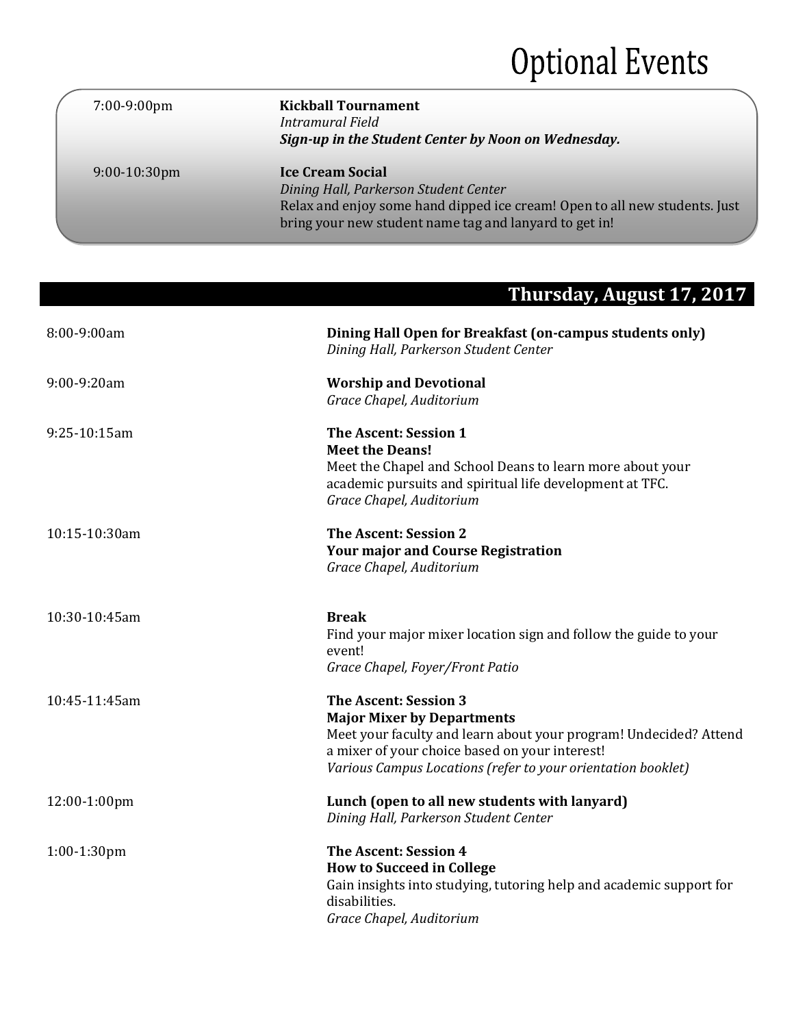# Optional Events

| | |
|---|---|
| 7:00-9:00pm | **Kickball Tournament**<br>*Intramural Field*<br>***Sign-up in the Student Center by Noon on Wednesday.*** |
| 9:00-10:30pm | **Ice Cream Social**<br>*Dining Hall, Parkerson Student Center*<br>Relax and enjoy some hand dipped ice cream! Open to all new students. Just bring your new student name tag and lanyard to get in! |

## Thursday, August 17, 2017

| | |
|---|---|
| 8:00-9:00am | **Dining Hall Open for Breakfast (on-campus students only)**<br>*Dining Hall, Parkerson Student Center* |
| 9:00-9:20am | **Worship and Devotional**<br>*Grace Chapel, Auditorium* |
| 9:25-10:15am | **The Ascent: Session 1**<br>**Meet the Deans!**<br>Meet the Chapel and School Deans to learn more about your academic pursuits and spiritual life development at TFC.<br>*Grace Chapel, Auditorium* |
| 10:15-10:30am | **The Ascent: Session 2**<br>**Your major and Course Registration**<br>*Grace Chapel, Auditorium* |
| 10:30-10:45am | **Break**<br>Find your major mixer location sign and follow the guide to your event!<br>*Grace Chapel, Foyer/Front Patio* |
| 10:45-11:45am | **The Ascent: Session 3**<br>**Major Mixer by Departments**<br>Meet your faculty and learn about your program! Undecided? Attend a mixer of your choice based on your interest!<br>*Various Campus Locations (refer to your orientation booklet)* |
| 12:00-1:00pm | **Lunch (open to all new students with lanyard)**<br>*Dining Hall, Parkerson Student Center* |
| 1:00-1:30pm | **The Ascent: Session 4**<br>**How to Succeed in College**<br>Gain insights into studying, tutoring help and academic support for disabilities.<br>*Grace Chapel, Auditorium* |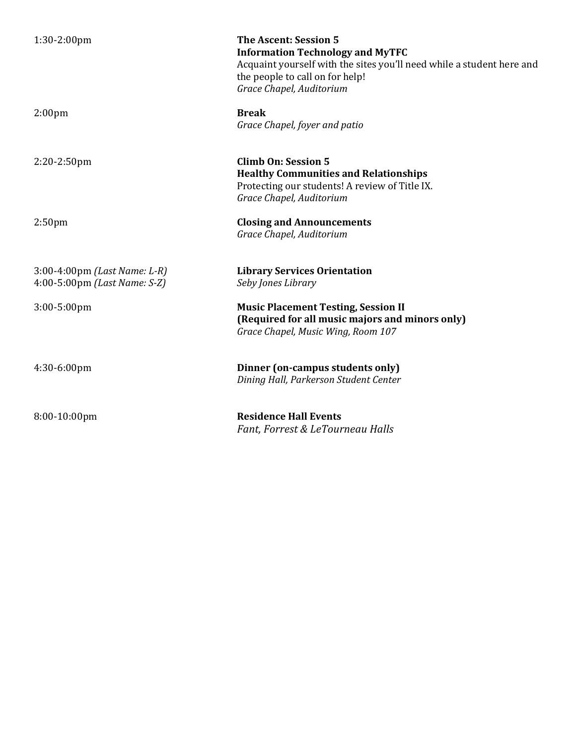| | |
|---|---|
| 1:30-2:00pm | **The Ascent: Session 5**<br>**Information Technology and MyTFC**<br>Acquaint yourself with the sites you'll need while a student here and the people to call on for help!<br>*Grace Chapel, Auditorium* |
| 2:00pm | **Break**<br>*Grace Chapel, foyer and patio* |
| 2:20-2:50pm | **Climb On: Session 5**<br>**Healthy Communities and Relationships**<br>Protecting our students! A review of Title IX.<br>*Grace Chapel, Auditorium* |
| 2:50pm | **Closing and Announcements**<br>*Grace Chapel, Auditorium* |
| 3:00-4:00pm *(Last Name: L-R)*<br>4:00-5:00pm *(Last Name: S-Z)* | **Library Services Orientation**<br>*Seby Jones Library* |
| 3:00-5:00pm | **Music Placement Testing, Session II**<br>**(Required for all music majors and minors only)**<br>*Grace Chapel, Music Wing, Room 107* |
| 4:30-6:00pm | **Dinner (on-campus students only)**<br>*Dining Hall, Parkerson Student Center* |
| 8:00-10:00pm | **Residence Hall Events**<br>*Fant, Forrest & LeTourneau Halls* |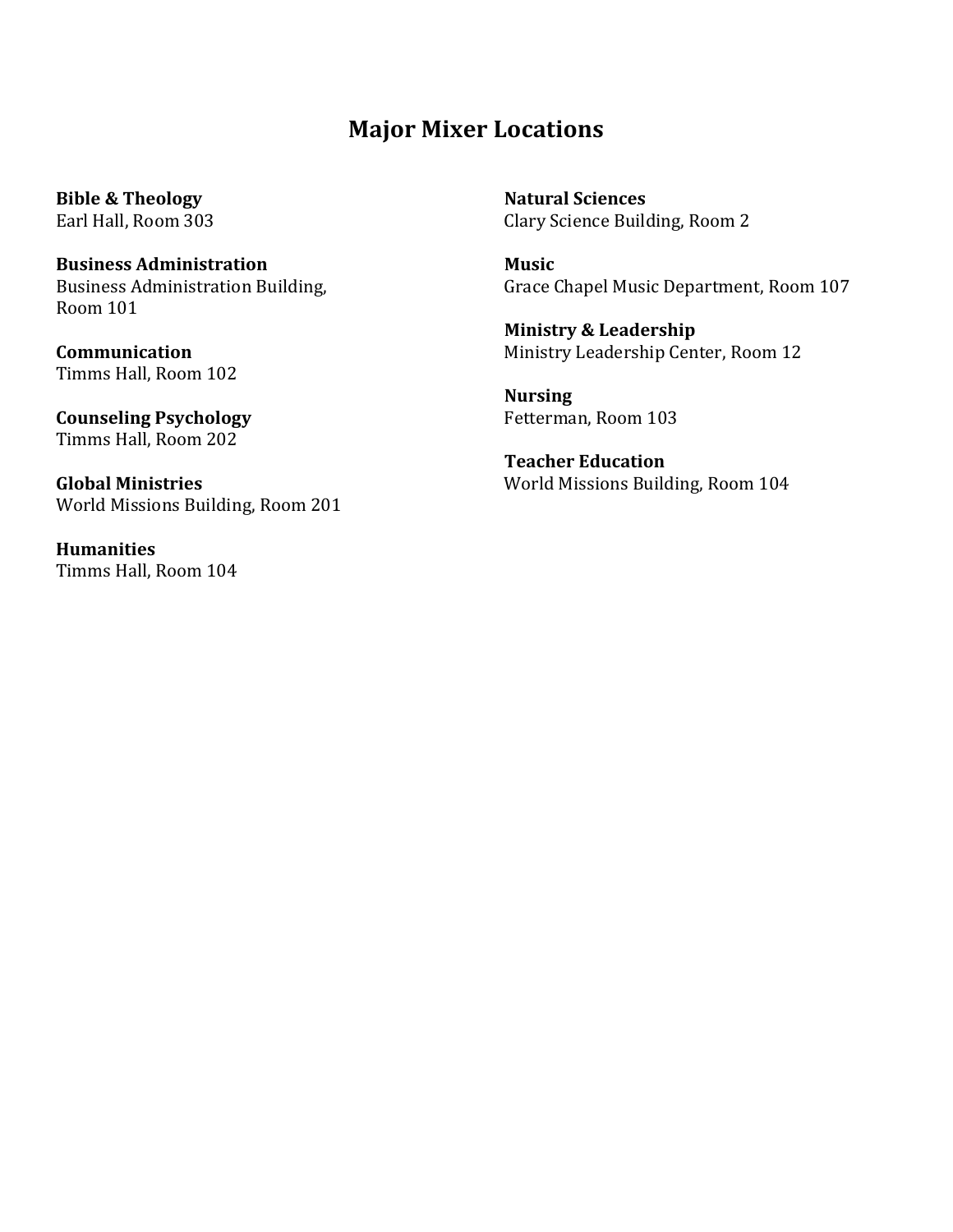# Major Mixer Locations

**Bible & Theology**
Earl Hall, Room 303

**Business Administration**
Business Administration Building, Room 101

**Communication**
Timms Hall, Room 102

**Counseling Psychology**
Timms Hall, Room 202

**Global Ministries**
World Missions Building, Room 201

**Humanities**
Timms Hall, Room 104

**Natural Sciences**
Clary Science Building, Room 2

**Music**
Grace Chapel Music Department, Room 107

**Ministry & Leadership**
Ministry Leadership Center, Room 12

**Nursing**
Fetterman, Room 103

**Teacher Education**
World Missions Building, Room 104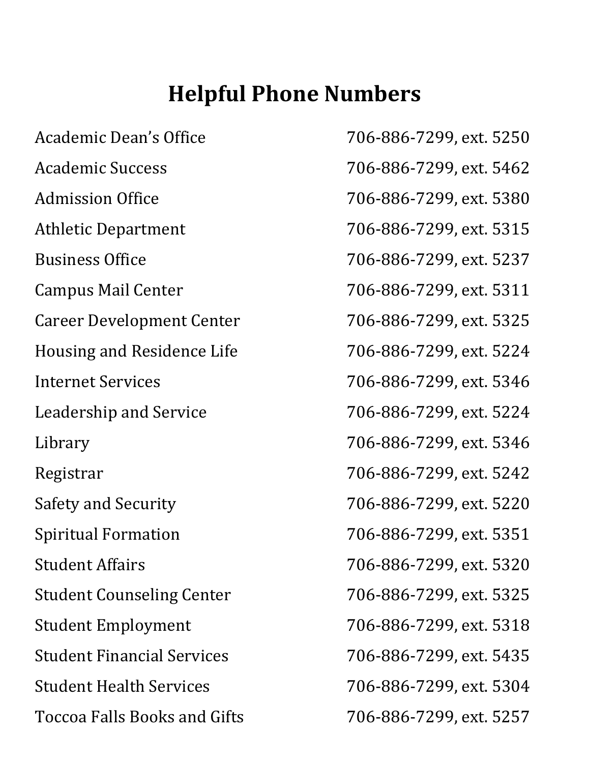# Helpful Phone Numbers

| | |
|---|---|
| Academic Dean's Office | 706-886-7299, ext. 5250 |
| Academic Success | 706-886-7299, ext. 5462 |
| Admission Office | 706-886-7299, ext. 5380 |
| Athletic Department | 706-886-7299, ext. 5315 |
| Business Office | 706-886-7299, ext. 5237 |
| Campus Mail Center | 706-886-7299, ext. 5311 |
| Career Development Center | 706-886-7299, ext. 5325 |
| Housing and Residence Life | 706-886-7299, ext. 5224 |
| Internet Services | 706-886-7299, ext. 5346 |
| Leadership and Service | 706-886-7299, ext. 5224 |
| Library | 706-886-7299, ext. 5346 |
| Registrar | 706-886-7299, ext. 5242 |
| Safety and Security | 706-886-7299, ext. 5220 |
| Spiritual Formation | 706-886-7299, ext. 5351 |
| Student Affairs | 706-886-7299, ext. 5320 |
| Student Counseling Center | 706-886-7299, ext. 5325 |
| Student Employment | 706-886-7299, ext. 5318 |
| Student Financial Services | 706-886-7299, ext. 5435 |
| Student Health Services | 706-886-7299, ext. 5304 |
| Toccoa Falls Books and Gifts | 706-886-7299, ext. 5257 |